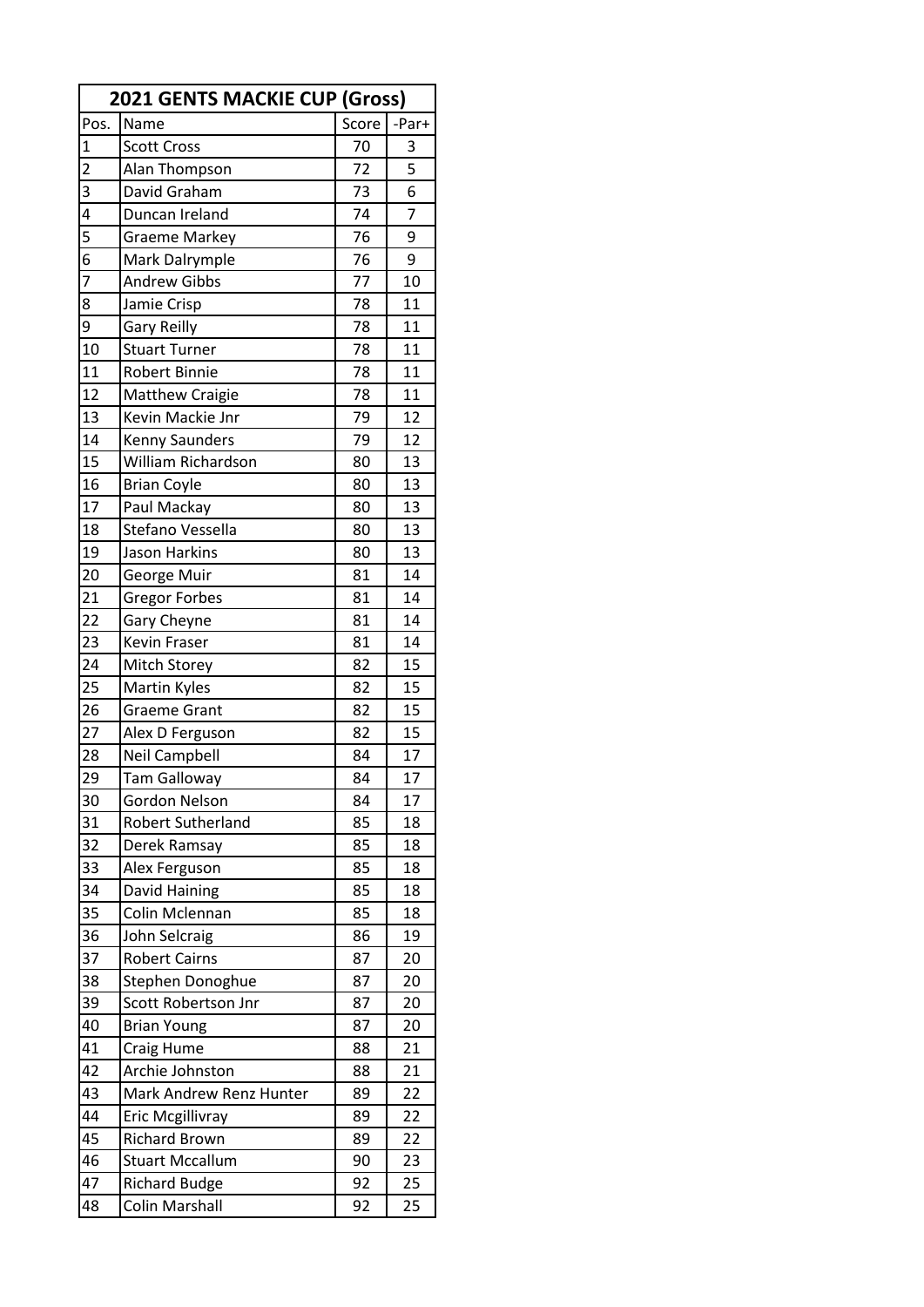| 2021 GENTS MACKIE CUP (Gross) | | | |
|---|---|---|---|
| Pos. | Name | Score | -Par+ |
| 1 | Scott Cross | 70 | 3 |
| 2 | Alan Thompson | 72 | 5 |
| 3 | David Graham | 73 | 6 |
| 4 | Duncan Ireland | 74 | 7 |
| 5 | Graeme Markey | 76 | 9 |
| 6 | Mark Dalrymple | 76 | 9 |
| 7 | Andrew Gibbs | 77 | 10 |
| 8 | Jamie Crisp | 78 | 11 |
| 9 | Gary Reilly | 78 | 11 |
| 10 | Stuart Turner | 78 | 11 |
| 11 | Robert Binnie | 78 | 11 |
| 12 | Matthew Craigie | 78 | 11 |
| 13 | Kevin Mackie Jnr | 79 | 12 |
| 14 | Kenny Saunders | 79 | 12 |
| 15 | William Richardson | 80 | 13 |
| 16 | Brian Coyle | 80 | 13 |
| 17 | Paul Mackay | 80 | 13 |
| 18 | Stefano Vessella | 80 | 13 |
| 19 | Jason Harkins | 80 | 13 |
| 20 | George Muir | 81 | 14 |
| 21 | Gregor Forbes | 81 | 14 |
| 22 | Gary Cheyne | 81 | 14 |
| 23 | Kevin Fraser | 81 | 14 |
| 24 | Mitch Storey | 82 | 15 |
| 25 | Martin Kyles | 82 | 15 |
| 26 | Graeme Grant | 82 | 15 |
| 27 | Alex D Ferguson | 82 | 15 |
| 28 | Neil Campbell | 84 | 17 |
| 29 | Tam Galloway | 84 | 17 |
| 30 | Gordon Nelson | 84 | 17 |
| 31 | Robert Sutherland | 85 | 18 |
| 32 | Derek Ramsay | 85 | 18 |
| 33 | Alex Ferguson | 85 | 18 |
| 34 | David Haining | 85 | 18 |
| 35 | Colin Mclennan | 85 | 18 |
| 36 | John Selcraig | 86 | 19 |
| 37 | Robert Cairns | 87 | 20 |
| 38 | Stephen Donoghue | 87 | 20 |
| 39 | Scott Robertson Jnr | 87 | 20 |
| 40 | Brian Young | 87 | 20 |
| 41 | Craig Hume | 88 | 21 |
| 42 | Archie Johnston | 88 | 21 |
| 43 | Mark Andrew Renz Hunter | 89 | 22 |
| 44 | Eric Mcgillivray | 89 | 22 |
| 45 | Richard Brown | 89 | 22 |
| 46 | Stuart Mccallum | 90 | 23 |
| 47 | Richard Budge | 92 | 25 |
| 48 | Colin Marshall | 92 | 25 |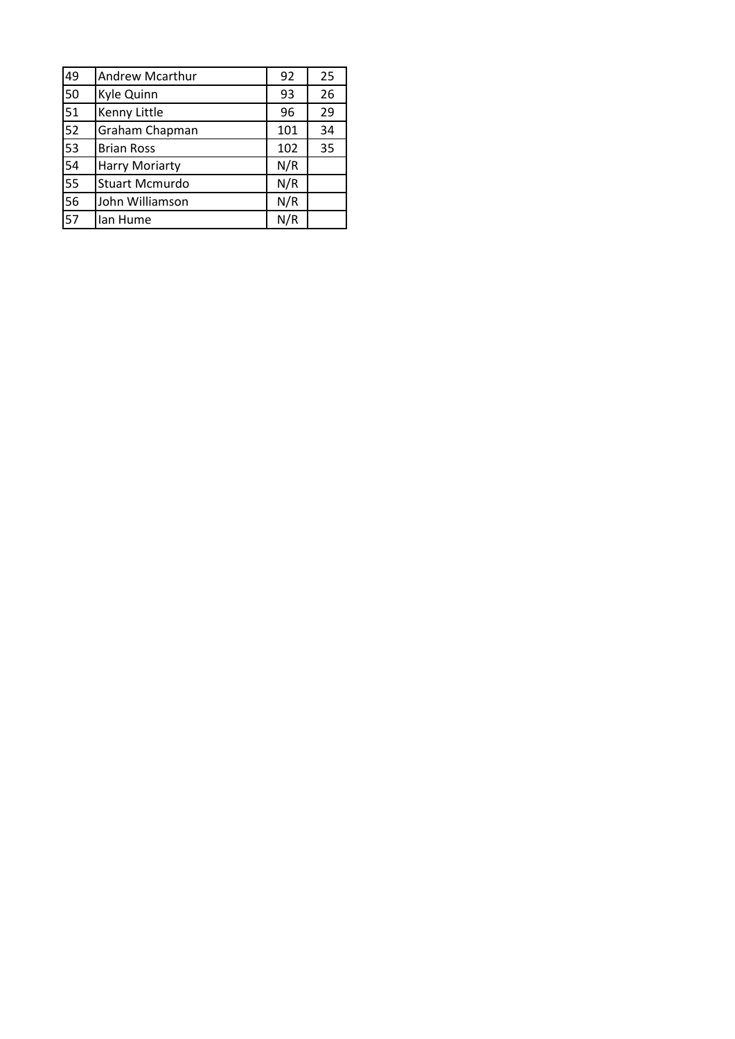| | | | |
|---|---|---|---|
| 49 | Andrew Mcarthur | 92 | 25 |
| 50 | Kyle Quinn | 93 | 26 |
| 51 | Kenny Little | 96 | 29 |
| 52 | Graham Chapman | 101 | 34 |
| 53 | Brian Ross | 102 | 35 |
| 54 | Harry Moriarty | N/R | |
| 55 | Stuart Mcmurdo | N/R | |
| 56 | John Williamson | N/R | |
| 57 | Ian Hume | N/R | |